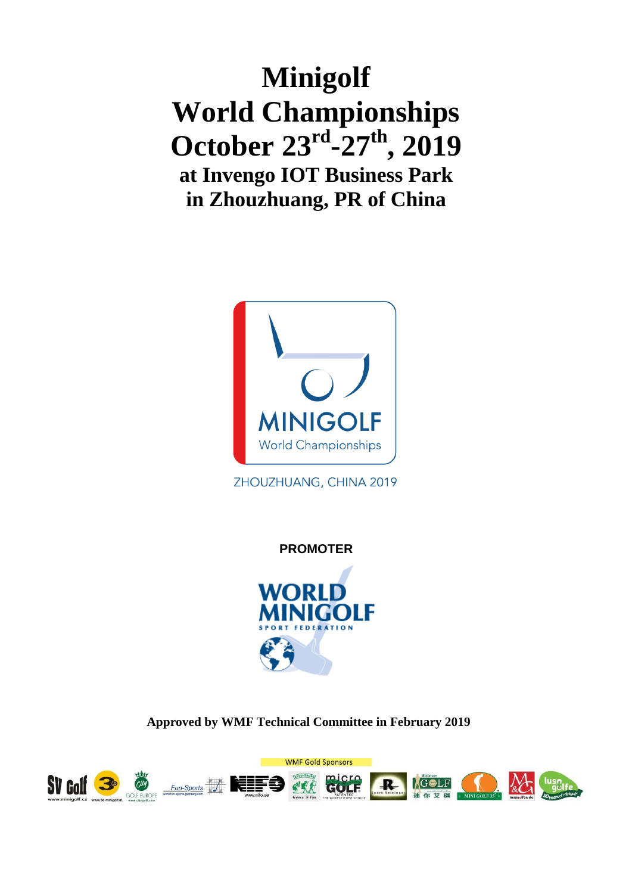# Minigolf World Championships October 23rd-27th, 2019

**at Invengo IOT Business Park in Zhouzhuang, PR of China**

MINIGOLF
World Championships

ZHOUZHUANG, CHINA 2019

**PROMOTER**

WORLD MINIGOLF SPORT FEDERATION

**Approved by WMF Technical Committee in February 2019**

WMF Gold Sponsors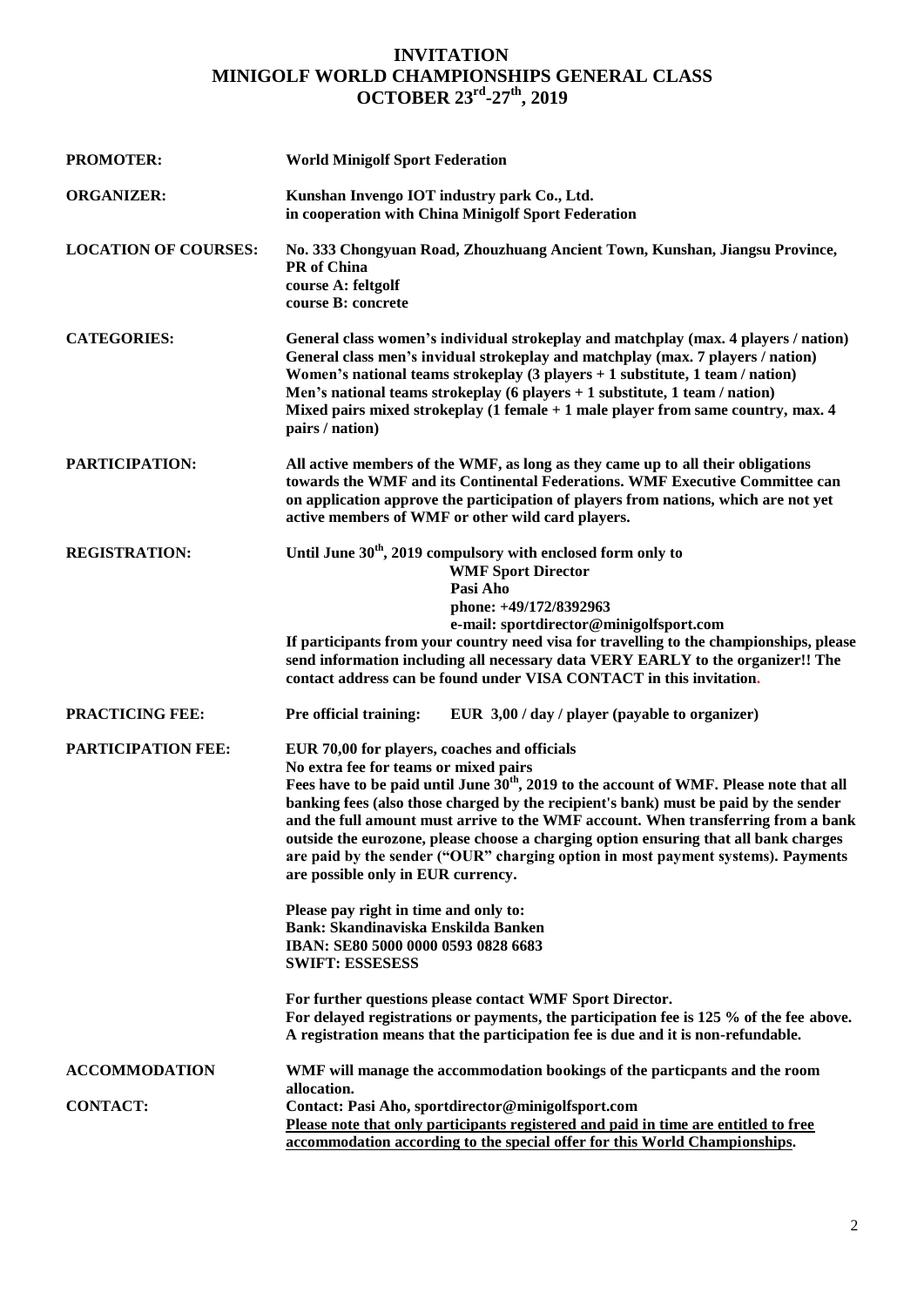# INVITATION
# MINIGOLF WORLD CHAMPIONSHIPS GENERAL CLASS
# OCTOBER 23rd-27th, 2019

**PROMOTER:** **World Minigolf Sport Federation**

**ORGANIZER:** **Kunshan Invengo IOT industry park Co., Ltd.**
**in cooperation with China Minigolf Sport Federation**

**LOCATION OF COURSES:** **No. 333 Chongyuan Road, Zhouzhuang Ancient Town, Kunshan, Jiangsu Province, PR of China**
**course A: feltgolf**
**course B: concrete**

**CATEGORIES:** **General class women's individual strokeplay and matchplay (max. 4 players / nation)**
**General class men's invidual strokeplay and matchplay (max. 7 players / nation)**
**Women's national teams strokeplay (3 players + 1 substitute, 1 team / nation)**
**Men's national teams strokeplay (6 players + 1 substitute, 1 team / nation)**
**Mixed pairs mixed strokeplay (1 female + 1 male player from same country, max. 4 pairs / nation)**

**PARTICIPATION:** **All active members of the WMF, as long as they came up to all their obligations towards the WMF and its Continental Federations. WMF Executive Committee can on application approve the participation of players from nations, which are not yet active members of WMF or other wild card players.**

**REGISTRATION:** **Until June 30th, 2019 compulsory with enclosed form only to**
**WMF Sport Director**
**Pasi Aho**
**phone: +49/172/8392963**
**e-mail: sportdirector@minigolfsport.com**
**If participants from your country need visa for travelling to the championships, please send information including all necessary data VERY EARLY to the organizer!! The contact address can be found under VISA CONTACT in this invitation.**

**PRACTICING FEE:** **Pre official training: EUR 3,00 / day / player (payable to organizer)**

**PARTICIPATION FEE:** **EUR 70,00 for players, coaches and officials**
**No extra fee for teams or mixed pairs**
**Fees have to be paid until June 30th, 2019 to the account of WMF. Please note that all banking fees (also those charged by the recipient's bank) must be paid by the sender and the full amount must arrive to the WMF account. When transferring from a bank outside the eurozone, please choose a charging option ensuring that all bank charges are paid by the sender ("OUR" charging option in most payment systems). Payments are possible only in EUR currency.**

**Please pay right in time and only to:**
**Bank: Skandinaviska Enskilda Banken**
**IBAN: SE80 5000 0000 0593 0828 6683**
**SWIFT: ESSESESS**

**For further questions please contact WMF Sport Director.**
**For delayed registrations or payments, the participation fee is 125 % of the fee above.**
**A registration means that the participation fee is due and it is non-refundable.**

**ACCOMMODATION** **WMF will manage the accommodation bookings of the particpants and the room allocation.**

**CONTACT:** **Contact: Pasi Aho, sportdirector@minigolfsport.com**
**Please note that only participants registered and paid in time are entitled to free accommodation according to the special offer for this World Championships.**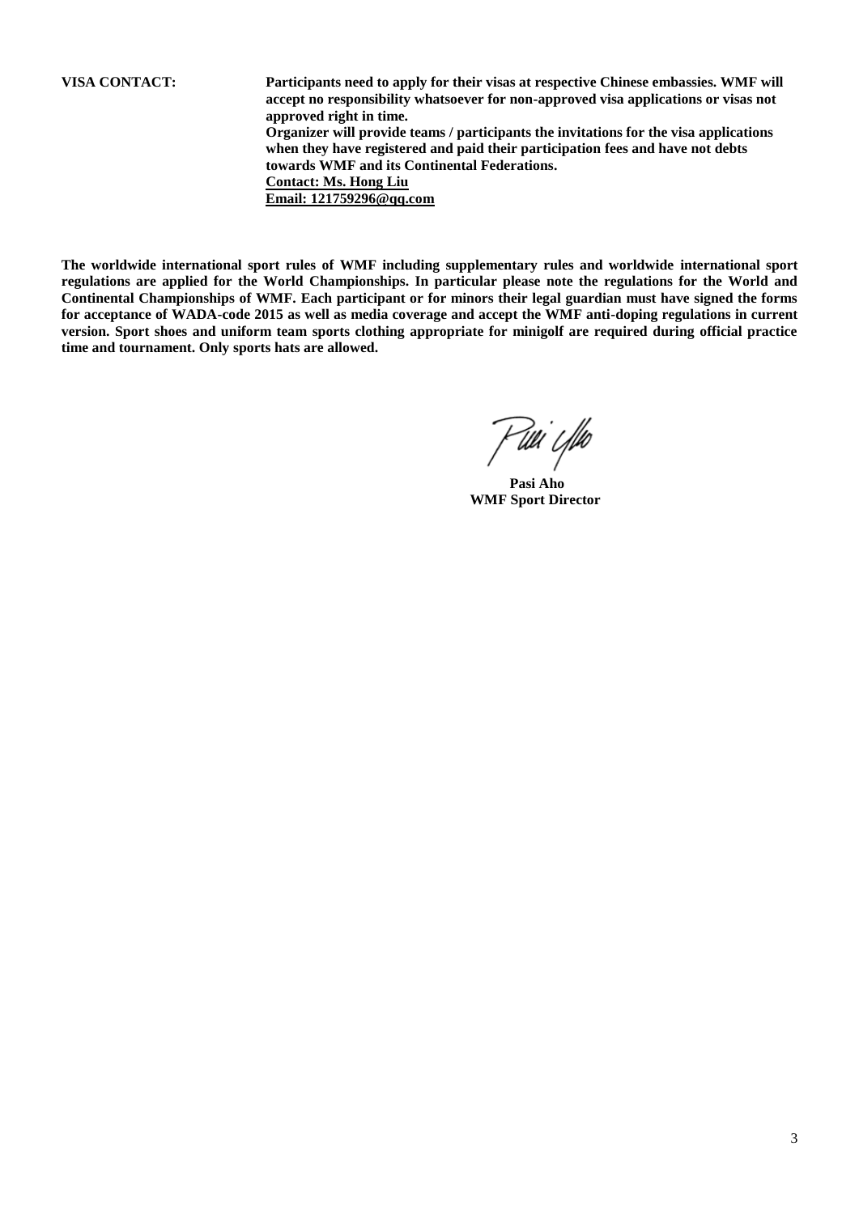**VISA CONTACT:** **Participants need to apply for their visas at respective Chinese embassies. WMF will accept no responsibility whatsoever for non-approved visa applications or visas not approved right in time.**
**Organizer will provide teams / participants the invitations for the visa applications when they have registered and paid their participation fees and have not debts towards WMF and its Continental Federations.**
**Contact: Ms. Hong Liu**
**Email: 121759296@qq.com**

**The worldwide international sport rules of WMF including supplementary rules and worldwide international sport regulations are applied for the World Championships. In particular please note the regulations for the World and Continental Championships of WMF. Each participant or for minors their legal guardian must have signed the forms for acceptance of WADA-code 2015 as well as media coverage and accept the WMF anti-doping regulations in current version. Sport shoes and uniform team sports clothing appropriate for minigolf are required during official practice time and tournament. Only sports hats are allowed.**

**Pasi Aho**
**WMF Sport Director**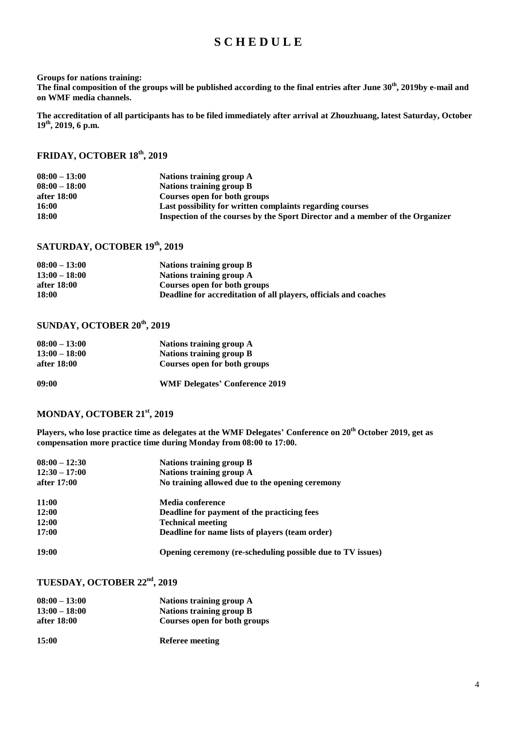# SCHEDULE

**Groups for nations training:**
**The final composition of the groups will be published according to the final entries after June 30th, 2019by e-mail and on WMF media channels.**

**The accreditation of all participants has to be filed immediately after arrival at Zhouzhuang, latest Saturday, October 19th, 2019, 6 p.m.**

## FRIDAY, OCTOBER 18th, 2019

| | |
|---|---|
| **08:00 – 13:00** | **Nations training group A** |
| **08:00 – 18:00** | **Nations training group B** |
| **after 18:00** | **Courses open for both groups** |
| **16:00** | **Last possibility for written complaints regarding courses** |
| **18:00** | **Inspection of the courses by the Sport Director and a member of the Organizer** |

## SATURDAY, OCTOBER 19th, 2019

| | |
|---|---|
| **08:00 – 13:00** | **Nations training group B** |
| **13:00 – 18:00** | **Nations training group A** |
| **after 18:00** | **Courses open for both groups** |
| **18:00** | **Deadline for accreditation of all players, officials and coaches** |

## SUNDAY, OCTOBER 20th, 2019

| | |
|---|---|
| **08:00 – 13:00** | **Nations training group A** |
| **13:00 – 18:00** | **Nations training group B** |
| **after 18:00** | **Courses open for both groups** |
| | |
| **09:00** | **WMF Delegates' Conference 2019** |

## MONDAY, OCTOBER 21st, 2019

**Players, who lose practice time as delegates at the WMF Delegates' Conference on 20th October 2019, get as compensation more practice time during Monday from 08:00 to 17:00.**

| | |
|---|---|
| **08:00 – 12:30** | **Nations training group B** |
| **12:30 – 17:00** | **Nations training group A** |
| **after 17:00** | **No training allowed due to the opening ceremony** |
| | |
| **11:00** | **Media conference** |
| **12:00** | **Deadline for payment of the practicing fees** |
| **12:00** | **Technical meeting** |
| **17:00** | **Deadline for name lists of players (team order)** |
| | |
| **19:00** | **Opening ceremony (re-scheduling possible due to TV issues)** |

## TUESDAY, OCTOBER 22nd, 2019

| | |
|---|---|
| **08:00 – 13:00** | **Nations training group A** |
| **13:00 – 18:00** | **Nations training group B** |
| **after 18:00** | **Courses open for both groups** |
| | |
| **15:00** | **Referee meeting** |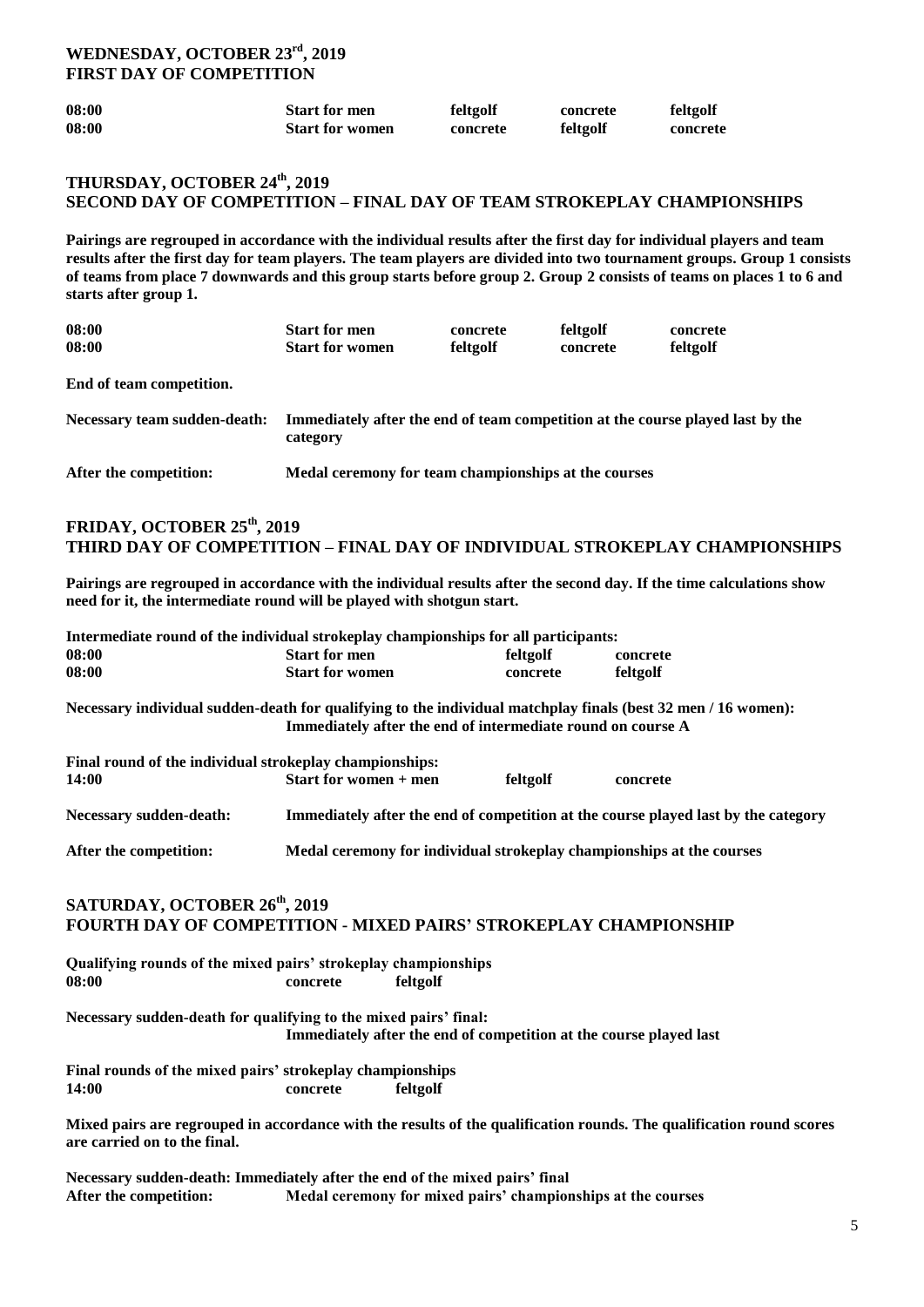## WEDNESDAY, OCTOBER 23rd, 2019
## FIRST DAY OF COMPETITION

| | | | | |
|---|---|---|---|---|
| **08:00** | **Start for men** | **feltgolf** | **concrete** | **feltgolf** |
| **08:00** | **Start for women** | **concrete** | **feltgolf** | **concrete** |

## THURSDAY, OCTOBER 24th, 2019
## SECOND DAY OF COMPETITION – FINAL DAY OF TEAM STROKEPLAY CHAMPIONSHIPS

**Pairings are regrouped in accordance with the individual results after the first day for individual players and team results after the first day for team players. The team players are divided into two tournament groups. Group 1 consists of teams from place 7 downwards and this group starts before group 2. Group 2 consists of teams on places 1 to 6 and starts after group 1.**

| | | | | |
|---|---|---|---|---|
| **08:00** | **Start for men** | **concrete** | **feltgolf** | **concrete** |
| **08:00** | **Start for women** | **feltgolf** | **concrete** | **feltgolf** |

**End of team competition.**

**Necessary team sudden-death:** **Immediately after the end of team competition at the course played last by the category**

**After the competition:** **Medal ceremony for team championships at the courses**

## FRIDAY, OCTOBER 25th, 2019
## THIRD DAY OF COMPETITION – FINAL DAY OF INDIVIDUAL STROKEPLAY CHAMPIONSHIPS

**Pairings are regrouped in accordance with the individual results after the second day. If the time calculations show need for it, the intermediate round will be played with shotgun start.**

**Intermediate round of the individual strokeplay championships for all participants:**

| | | | |
|---|---|---|---|
| **08:00** | **Start for men** | **feltgolf** | **concrete** |
| **08:00** | **Start for women** | **concrete** | **feltgolf** |

**Necessary individual sudden-death for qualifying to the individual matchplay finals (best 32 men / 16 women):**
**Immediately after the end of intermediate round on course A**

**Final round of the individual strokeplay championships:**

| | | | |
|---|---|---|---|
| **14:00** | **Start for women + men** | **feltgolf** | **concrete** |

**Necessary sudden-death:** **Immediately after the end of competition at the course played last by the category**

**After the competition:** **Medal ceremony for individual strokeplay championships at the courses**

## SATURDAY, OCTOBER 26th, 2019
## FOURTH DAY OF COMPETITION - MIXED PAIRS' STROKEPLAY CHAMPIONSHIP

**Qualifying rounds of the mixed pairs' strokeplay championships**
**08:00** **concrete** **feltgolf**

**Necessary sudden-death for qualifying to the mixed pairs' final:**
**Immediately after the end of competition at the course played last**

**Final rounds of the mixed pairs' strokeplay championships**
**14:00** **concrete** **feltgolf**

**Mixed pairs are regrouped in accordance with the results of the qualification rounds. The qualification round scores are carried on to the final.**

**Necessary sudden-death: Immediately after the end of the mixed pairs' final**
**After the competition:** **Medal ceremony for mixed pairs' championships at the courses**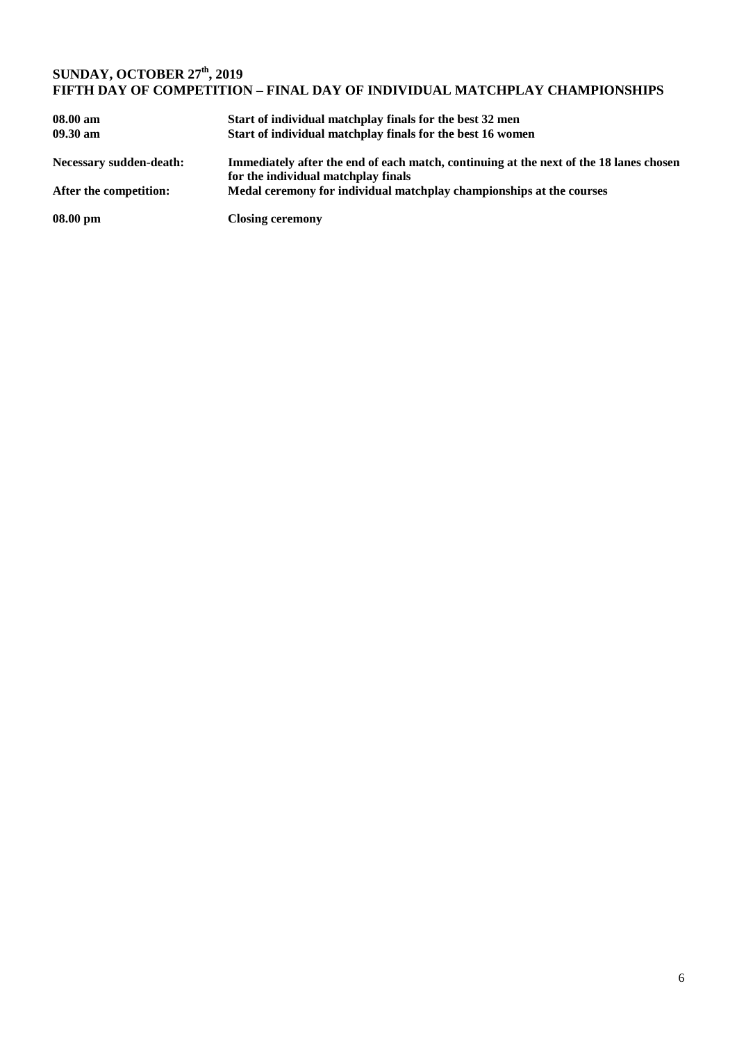**SUNDAY, OCTOBER 27th, 2019**
**FIFTH DAY OF COMPETITION – FINAL DAY OF INDIVIDUAL MATCHPLAY CHAMPIONSHIPS**

| | |
|---|---|
| **08.00 am** | **Start of individual matchplay finals for the best 32 men** |
| **09.30 am** | **Start of individual matchplay finals for the best 16 women** |
| **Necessary sudden-death:** | **Immediately after the end of each match, continuing at the next of the 18 lanes chosen for the individual matchplay finals** |
| **After the competition:** | **Medal ceremony for individual matchplay championships at the courses** |
| **08.00 pm** | **Closing ceremony** |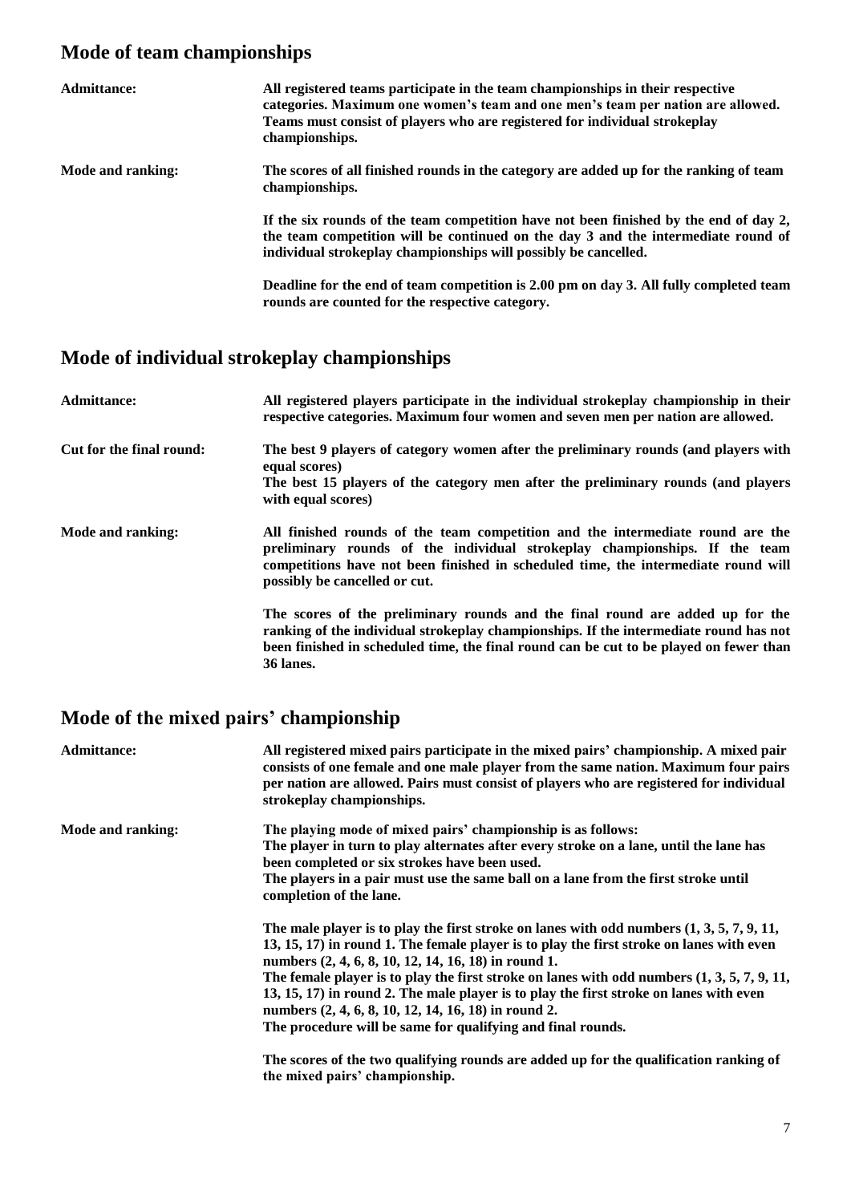## Mode of team championships

**Admittance:** **All registered teams participate in the team championships in their respective categories. Maximum one women's team and one men's team per nation are allowed. Teams must consist of players who are registered for individual strokeplay championships.**

**Mode and ranking:** **The scores of all finished rounds in the category are added up for the ranking of team championships.**

**If the six rounds of the team competition have not been finished by the end of day 2, the team competition will be continued on the day 3 and the intermediate round of individual strokeplay championships will possibly be cancelled.**

**Deadline for the end of team competition is 2.00 pm on day 3. All fully completed team rounds are counted for the respective category.**

## Mode of individual strokeplay championships

**Admittance:** **All registered players participate in the individual strokeplay championship in their respective categories. Maximum four women and seven men per nation are allowed.**

**Cut for the final round:** **The best 9 players of category women after the preliminary rounds (and players with equal scores)**
**The best 15 players of the category men after the preliminary rounds (and players with equal scores)**

**Mode and ranking:** **All finished rounds of the team competition and the intermediate round are the preliminary rounds of the individual strokeplay championships. If the team competitions have not been finished in scheduled time, the intermediate round will possibly be cancelled or cut.**

**The scores of the preliminary rounds and the final round are added up for the ranking of the individual strokeplay championships. If the intermediate round has not been finished in scheduled time, the final round can be cut to be played on fewer than 36 lanes.**

## Mode of the mixed pairs' championship

**Admittance:** **All registered mixed pairs participate in the mixed pairs' championship. A mixed pair consists of one female and one male player from the same nation. Maximum four pairs per nation are allowed. Pairs must consist of players who are registered for individual strokeplay championships.**

**Mode and ranking:** **The playing mode of mixed pairs' championship is as follows:**
**The player in turn to play alternates after every stroke on a lane, until the lane has been completed or six strokes have been used.**
**The players in a pair must use the same ball on a lane from the first stroke until completion of the lane.**

**The male player is to play the first stroke on lanes with odd numbers (1, 3, 5, 7, 9, 11, 13, 15, 17) in round 1. The female player is to play the first stroke on lanes with even numbers (2, 4, 6, 8, 10, 12, 14, 16, 18) in round 1.**
**The female player is to play the first stroke on lanes with odd numbers (1, 3, 5, 7, 9, 11, 13, 15, 17) in round 2. The male player is to play the first stroke on lanes with even numbers (2, 4, 6, 8, 10, 12, 14, 16, 18) in round 2.**
**The procedure will be same for qualifying and final rounds.**

**The scores of the two qualifying rounds are added up for the qualification ranking of the mixed pairs' championship.**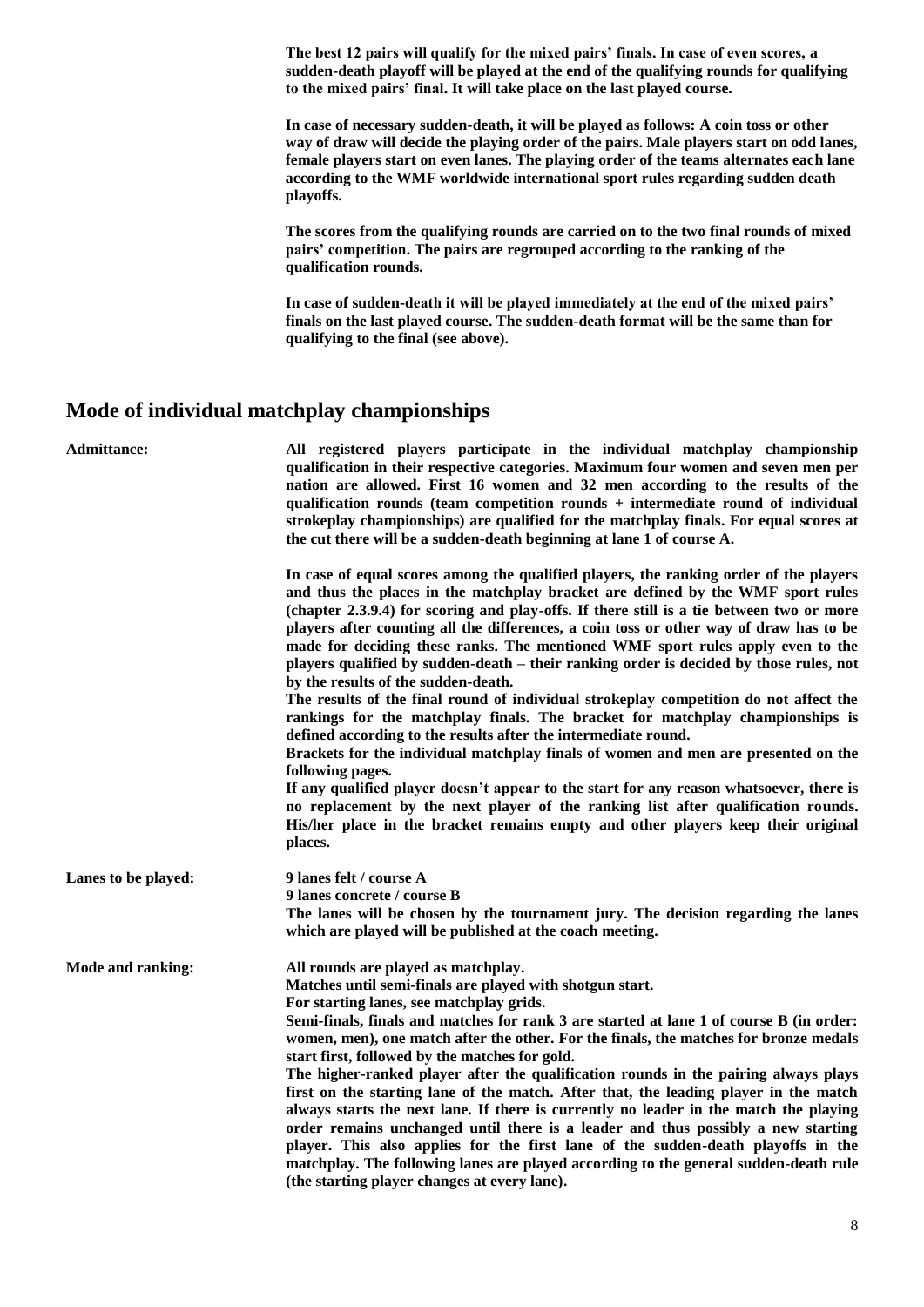**The best 12 pairs will qualify for the mixed pairs' finals. In case of even scores, a sudden-death playoff will be played at the end of the qualifying rounds for qualifying to the mixed pairs' final. It will take place on the last played course.**

**In case of necessary sudden-death, it will be played as follows: A coin toss or other way of draw will decide the playing order of the pairs. Male players start on odd lanes, female players start on even lanes. The playing order of the teams alternates each lane according to the WMF worldwide international sport rules regarding sudden death playoffs.**

**The scores from the qualifying rounds are carried on to the two final rounds of mixed pairs' competition. The pairs are regrouped according to the ranking of the qualification rounds.**

**In case of sudden-death it will be played immediately at the end of the mixed pairs' finals on the last played course. The sudden-death format will be the same than for qualifying to the final (see above).**

## Mode of individual matchplay championships

**Admittance:**

**All registered players participate in the individual matchplay championship qualification in their respective categories. Maximum four women and seven men per nation are allowed. First 16 women and 32 men according to the results of the qualification rounds (team competition rounds + intermediate round of individual strokeplay championships) are qualified for the matchplay finals. For equal scores at the cut there will be a sudden-death beginning at lane 1 of course A.**

**In case of equal scores among the qualified players, the ranking order of the players and thus the places in the matchplay bracket are defined by the WMF sport rules (chapter 2.3.9.4) for scoring and play-offs. If there still is a tie between two or more players after counting all the differences, a coin toss or other way of draw has to be made for deciding these ranks. The mentioned WMF sport rules apply even to the players qualified by sudden-death – their ranking order is decided by those rules, not by the results of the sudden-death.**
**The results of the final round of individual strokeplay competition do not affect the rankings for the matchplay finals. The bracket for matchplay championships is defined according to the results after the intermediate round.**
**Brackets for the individual matchplay finals of women and men are presented on the following pages.**
**If any qualified player doesn't appear to the start for any reason whatsoever, there is no replacement by the next player of the ranking list after qualification rounds. His/her place in the bracket remains empty and other players keep their original places.**

**Lanes to be played:**

**9 lanes felt / course A**
**9 lanes concrete / course B**
**The lanes will be chosen by the tournament jury. The decision regarding the lanes which are played will be published at the coach meeting.**

**Mode and ranking:**

**All rounds are played as matchplay.**
**Matches until semi-finals are played with shotgun start.**
**For starting lanes, see matchplay grids.**
**Semi-finals, finals and matches for rank 3 are started at lane 1 of course B (in order: women, men), one match after the other. For the finals, the matches for bronze medals start first, followed by the matches for gold.**
**The higher-ranked player after the qualification rounds in the pairing always plays first on the starting lane of the match. After that, the leading player in the match always starts the next lane. If there is currently no leader in the match the playing order remains unchanged until there is a leader and thus possibly a new starting player. This also applies for the first lane of the sudden-death playoffs in the matchplay. The following lanes are played according to the general sudden-death rule (the starting player changes at every lane).**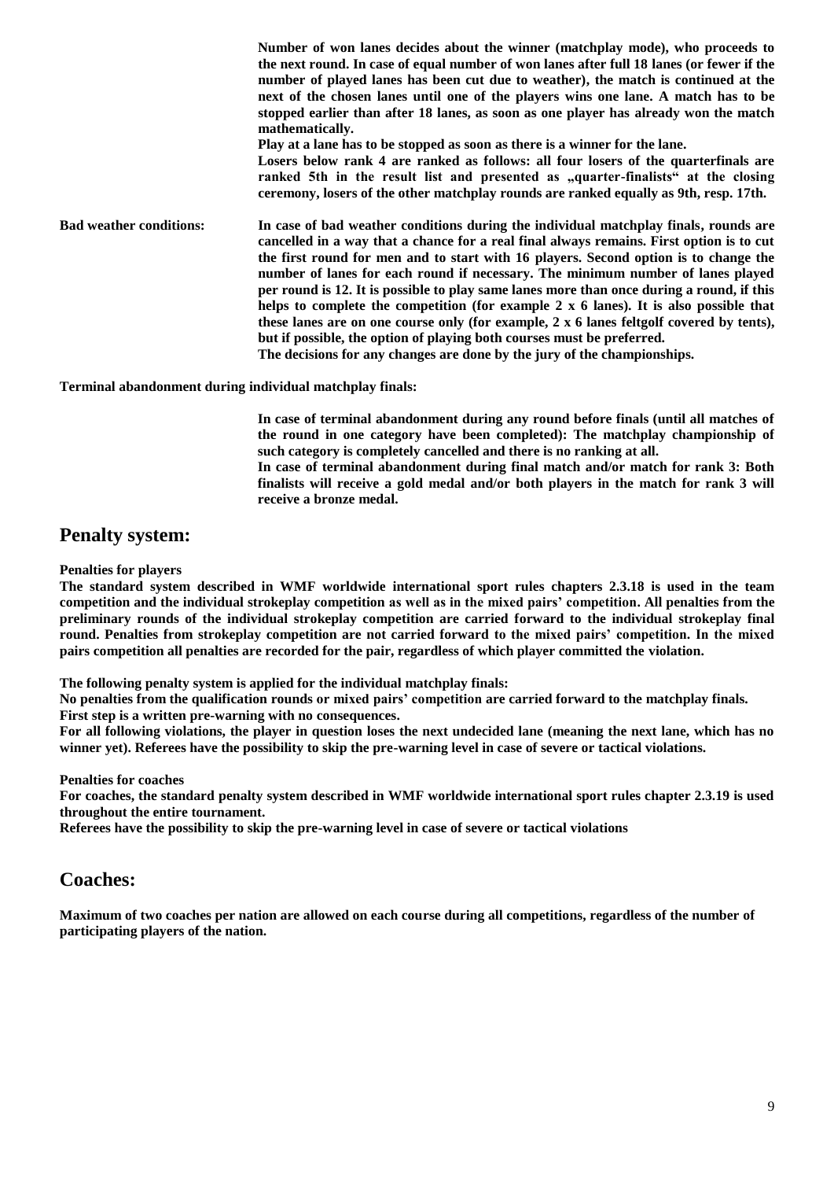**Number of won lanes decides about the winner (matchplay mode), who proceeds to the next round. In case of equal number of won lanes after full 18 lanes (or fewer if the number of played lanes has been cut due to weather), the match is continued at the next of the chosen lanes until one of the players wins one lane. A match has to be stopped earlier than after 18 lanes, as soon as one player has already won the match mathematically.**

**Play at a lane has to be stopped as soon as there is a winner for the lane.**

**Losers below rank 4 are ranked as follows: all four losers of the quarterfinals are ranked 5th in the result list and presented as „quarter-finalists" at the closing ceremony, losers of the other matchplay rounds are ranked equally as 9th, resp. 17th.**

**Bad weather conditions:** **In case of bad weather conditions during the individual matchplay finals, rounds are cancelled in a way that a chance for a real final always remains. First option is to cut the first round for men and to start with 16 players. Second option is to change the number of lanes for each round if necessary. The minimum number of lanes played per round is 12. It is possible to play same lanes more than once during a round, if this helps to complete the competition (for example 2 x 6 lanes). It is also possible that these lanes are on one course only (for example, 2 x 6 lanes feltgolf covered by tents), but if possible, the option of playing both courses must be preferred.**

**The decisions for any changes are done by the jury of the championships.**

**Terminal abandonment during individual matchplay finals:**

**In case of terminal abandonment during any round before finals (until all matches of the round in one category have been completed): The matchplay championship of such category is completely cancelled and there is no ranking at all.**

**In case of terminal abandonment during final match and/or match for rank 3: Both finalists will receive a gold medal and/or both players in the match for rank 3 will receive a bronze medal.**

## Penalty system:

**Penalties for players**

**The standard system described in WMF worldwide international sport rules chapters 2.3.18 is used in the team competition and the individual strokeplay competition as well as in the mixed pairs' competition. All penalties from the preliminary rounds of the individual strokeplay competition are carried forward to the individual strokeplay final round. Penalties from strokeplay competition are not carried forward to the mixed pairs' competition. In the mixed pairs competition all penalties are recorded for the pair, regardless of which player committed the violation.**

**The following penalty system is applied for the individual matchplay finals:**

**No penalties from the qualification rounds or mixed pairs' competition are carried forward to the matchplay finals.**

**First step is a written pre-warning with no consequences.**

**For all following violations, the player in question loses the next undecided lane (meaning the next lane, which has no winner yet). Referees have the possibility to skip the pre-warning level in case of severe or tactical violations.**

**Penalties for coaches**

**For coaches, the standard penalty system described in WMF worldwide international sport rules chapter 2.3.19 is used throughout the entire tournament.**

**Referees have the possibility to skip the pre-warning level in case of severe or tactical violations**

## Coaches:

**Maximum of two coaches per nation are allowed on each course during all competitions, regardless of the number of participating players of the nation.**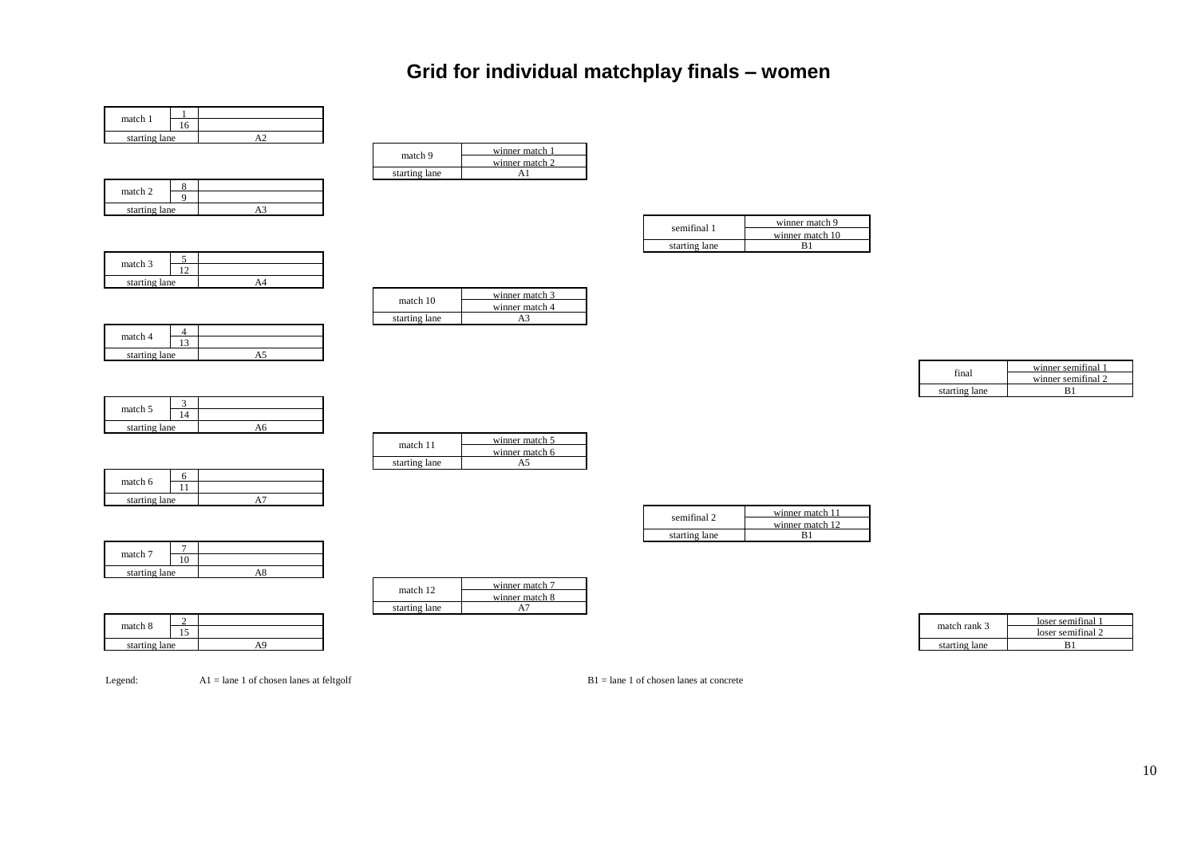# Grid for individual matchplay finals – women

| match 1 | 1 | |
|---|---|---|
| | 16 | |
| starting lane | | A2 |

| match 9 | winner match 1 |
|---|---|
| | winner match 2 |
| starting lane | A1 |

| match 2 | 8 | |
|---|---|---|
| | 9 | |
| starting lane | | A3 |

| semifinal 1 | winner match 9 |
|---|---|
| | winner match 10 |
| starting lane | B1 |

| match 3 | 5 | |
|---|---|---|
| | 12 | |
| starting lane | | A4 |

| match 10 | winner match 3 |
|---|---|
| | winner match 4 |
| starting lane | A3 |

| match 4 | 4 | |
|---|---|---|
| | 13 | |
| starting lane | | A5 |

| final | winner semifinal 1 |
|---|---|
| | winner semifinal 2 |
| starting lane | B1 |

| match 5 | 3 | |
|---|---|---|
| | 14 | |
| starting lane | | A6 |

| match 11 | winner match 5 |
|---|---|
| | winner match 6 |
| starting lane | A5 |

| match 6 | 6 | |
|---|---|---|
| | 11 | |
| starting lane | | A7 |

| semifinal 2 | winner match 11 |
|---|---|
| | winner match 12 |
| starting lane | B1 |

| match 7 | 7 | |
|---|---|---|
| | 10 | |
| starting lane | | A8 |

| match 12 | winner match 7 |
|---|---|
| | winner match 8 |
| starting lane | A7 |

| match 8 | 2 | |
|---|---|---|
| | 15 | |
| starting lane | | A9 |

| match rank 3 | loser semifinal 1 |
|---|---|
| | loser semifinal 2 |
| starting lane | B1 |

Legend: A1 = lane 1 of chosen lanes at feltgolf B1 = lane 1 of chosen lanes at concrete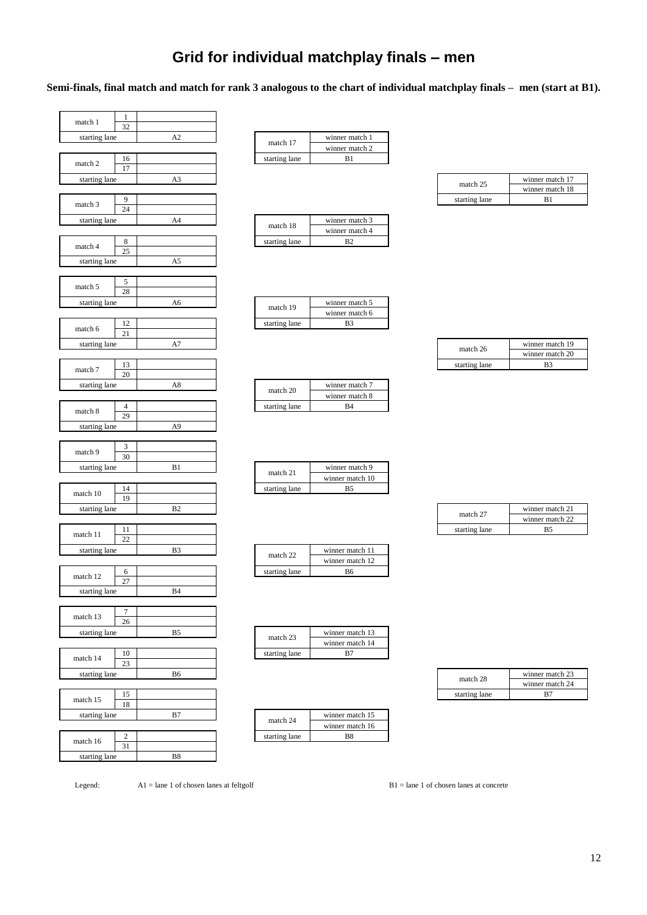# Grid for individual matchplay finals – men

**Semi-finals, final match and match for rank 3 analogous to the chart of individual matchplay finals – men (start at B1).**

| Match | Players | Starting lane |
|---|---|---|
| match 1 | 1 / 32 | A2 |
| match 2 | 16 / 17 | A3 |
| match 3 | 9 / 24 | A4 |
| match 4 | 8 / 25 | A5 |
| match 5 | 5 / 28 | A6 |
| match 6 | 12 / 21 | A7 |
| match 7 | 13 / 20 | A8 |
| match 8 | 4 / 29 | A9 |
| match 9 | 3 / 30 | B1 |
| match 10 | 14 / 19 | B2 |
| match 11 | 11 / 22 | B3 |
| match 12 | 6 / 27 | B4 |
| match 13 | 7 / 26 | B5 |
| match 14 | 10 / 23 | B6 |
| match 15 | 15 / 18 | B7 |
| match 16 | 2 / 31 | B8 |

| Match | Players | Starting lane |
|---|---|---|
| match 17 | winner match 1 / winner match 2 | B1 |
| match 18 | winner match 3 / winner match 4 | B2 |
| match 19 | winner match 5 / winner match 6 | B3 |
| match 20 | winner match 7 / winner match 8 | B4 |
| match 21 | winner match 9 / winner match 10 | B5 |
| match 22 | winner match 11 / winner match 12 | B6 |
| match 23 | winner match 13 / winner match 14 | B7 |
| match 24 | winner match 15 / winner match 16 | B8 |

| Match | Players | Starting lane |
|---|---|---|
| match 25 | winner match 17 / winner match 18 | B1 |
| match 26 | winner match 19 / winner match 20 | B3 |
| match 27 | winner match 21 / winner match 22 | B5 |
| match 28 | winner match 23 / winner match 24 | B7 |

Legend: A1 = lane 1 of chosen lanes at feltgolf B1 = lane 1 of chosen lanes at concrete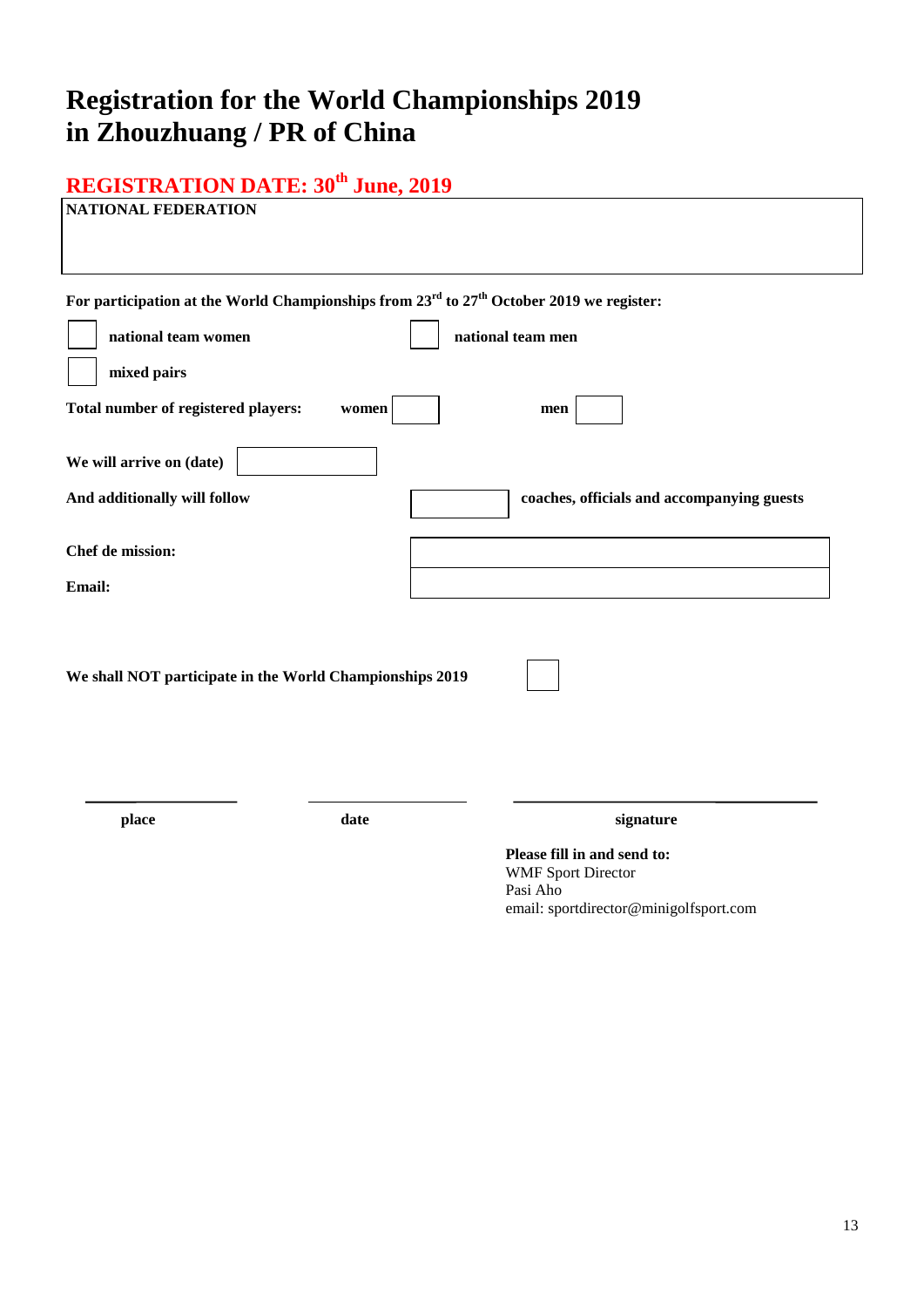# Registration for the World Championships 2019 in Zhouzhuang / PR of China

## REGISTRATION DATE: 30th June, 2019

| NATIONAL FEDERATION |
| --- |
| |

**For participation at the World Championships from 23rd to 27th October 2019 we register:**

☐ **national team women** ☐ **national team men**

☐ **mixed pairs**

**Total number of registered players:** **women** ☐ **men** ☐

**We will arrive on (date)** ☐

**And additionally will follow** ☐ **coaches, officials and accompanying guests**

**Chef de mission:** ____________________

**Email:** ____________________

**We shall NOT participate in the World Championships 2019** ☐

| ____________ | ____________ | ____________ |
| --- | --- | --- |
| **place** | **date** | **signature** |

**Please fill in and send to:**
WMF Sport Director
Pasi Aho
email: sportdirector@minigolfsport.com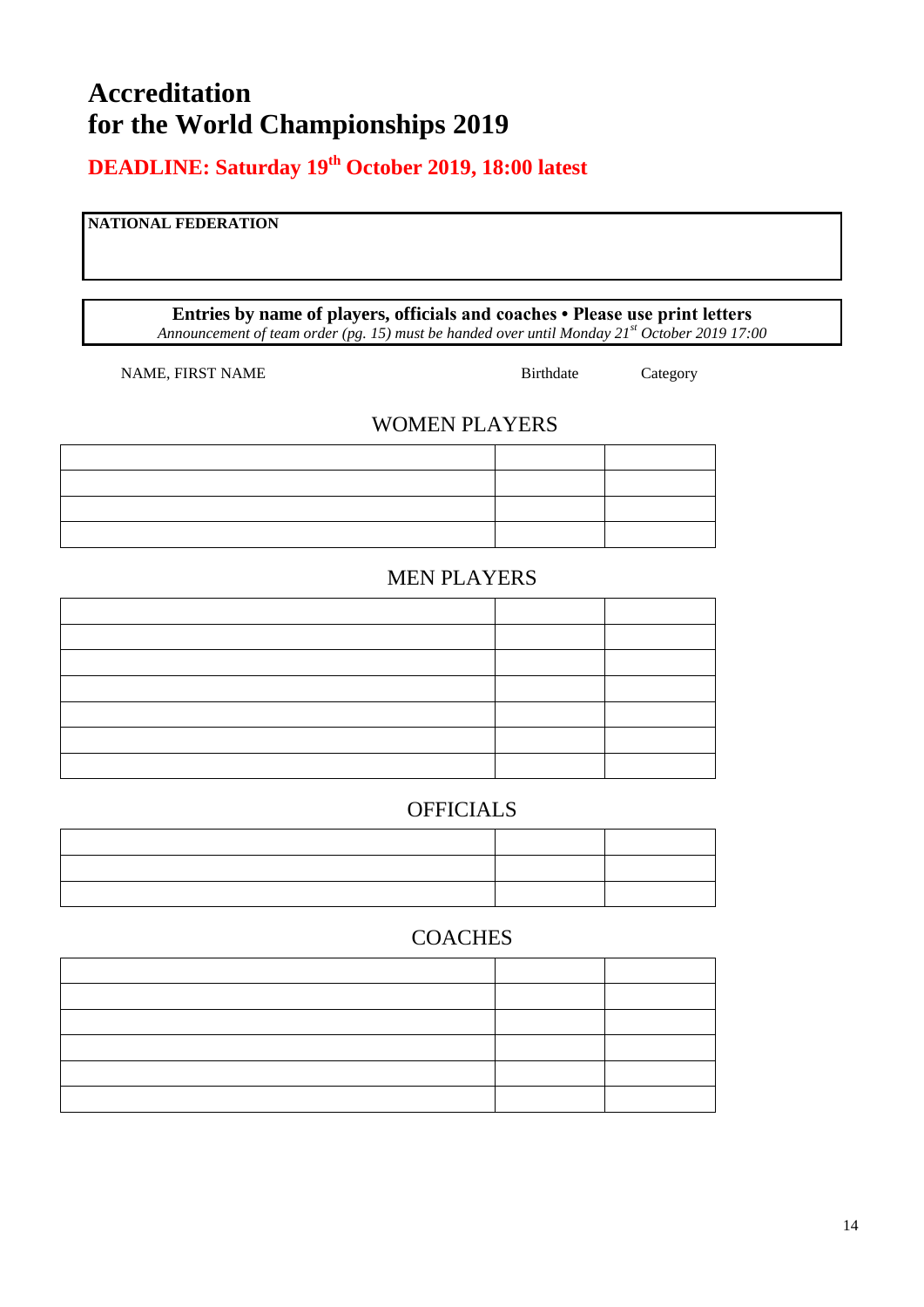# Accreditation
# for the World Championships 2019

## DEADLINE: Saturday 19th October 2019, 18:00 latest

| NATIONAL FEDERATION |
| --- |
| |

**Entries by name of players, officials and coaches • Please use print letters**
*Announcement of team order (pg. 15) must be handed over until Monday 21st October 2019 17:00*

NAME, FIRST NAME — Birthdate — Category

### WOMEN PLAYERS

| NAME, FIRST NAME | Birthdate | Category |
| --- | --- | --- |
| | | |
| | | |
| | | |
| | | |

### MEN PLAYERS

| NAME, FIRST NAME | Birthdate | Category |
| --- | --- | --- |
| | | |
| | | |
| | | |
| | | |
| | | |
| | | |
| | | |

### OFFICIALS

| NAME, FIRST NAME | Birthdate | Category |
| --- | --- | --- |
| | | |
| | | |
| | | |

### COACHES

| NAME, FIRST NAME | Birthdate | Category |
| --- | --- | --- |
| | | |
| | | |
| | | |
| | | |
| | | |
| | | |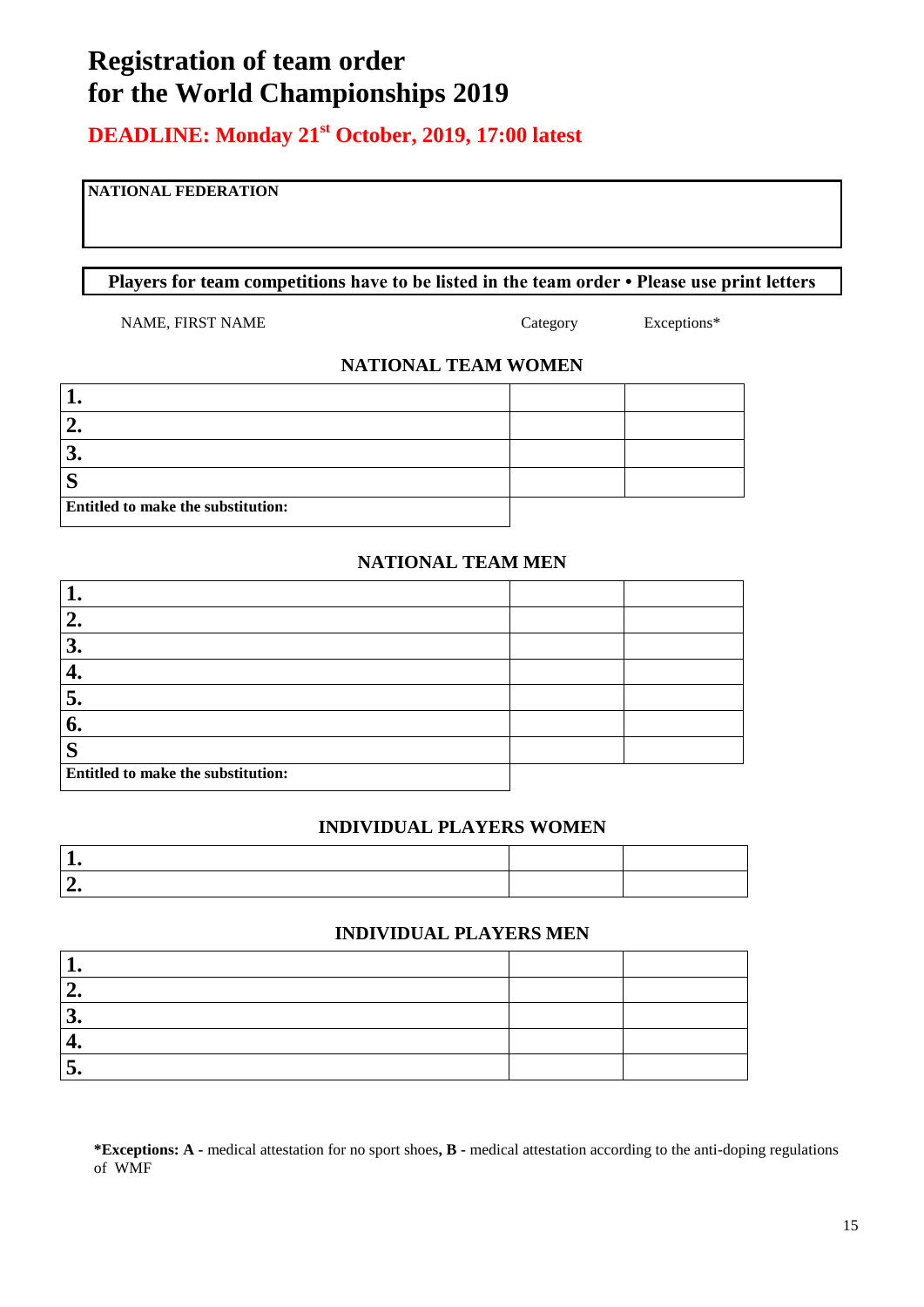# Registration of team order for the World Championships 2019

**DEADLINE: Monday 21st October, 2019, 17:00 latest**

| NATIONAL FEDERATION |
|---|
| |

**Players for team competitions have to be listed in the team order • Please use print letters**

### NATIONAL TEAM WOMEN

| NAME, FIRST NAME | Category | Exceptions* |
|---|---|---|
| **1.** | | |
| **2.** | | |
| **3.** | | |
| **S** | | |
| **Entitled to make the substitution:** | | |

### NATIONAL TEAM MEN

| NAME, FIRST NAME | Category | Exceptions* |
|---|---|---|
| **1.** | | |
| **2.** | | |
| **3.** | | |
| **4.** | | |
| **5.** | | |
| **6.** | | |
| **S** | | |
| **Entitled to make the substitution:** | | |

### INDIVIDUAL PLAYERS WOMEN

| NAME, FIRST NAME | Category | Exceptions* |
|---|---|---|
| **1.** | | |
| **2.** | | |

### INDIVIDUAL PLAYERS MEN

| NAME, FIRST NAME | Category | Exceptions* |
|---|---|---|
| **1.** | | |
| **2.** | | |
| **3.** | | |
| **4.** | | |
| **5.** | | |

***Exceptions: A -** medical attestation for no sport shoes**, B -** medical attestation according to the anti-doping regulations of WMF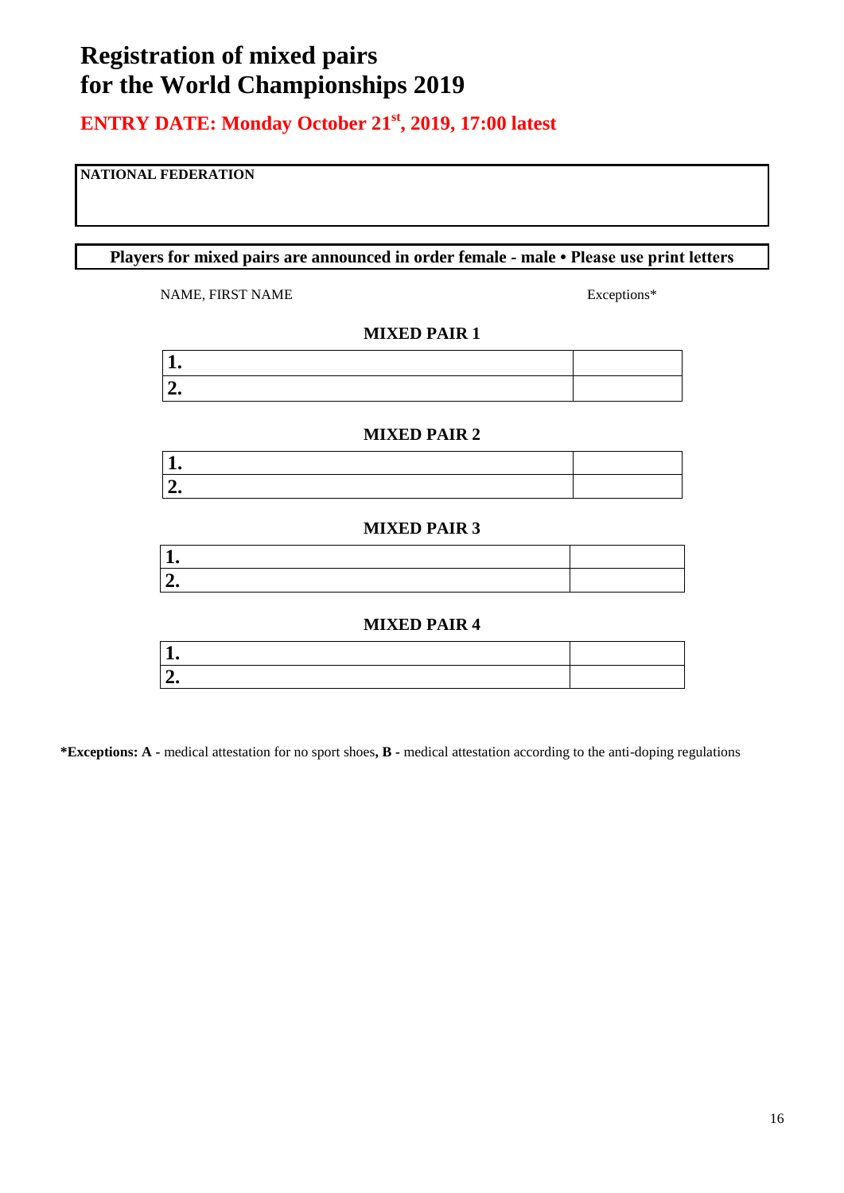# Registration of mixed pairs
# for the World Championships 2019

## ENTRY DATE: Monday October 21st, 2019, 17:00 latest

| NATIONAL FEDERATION |
|---|
| |

**Players for mixed pairs are announced in order female - male • Please use print letters**

NAME, FIRST NAME — Exceptions*

### MIXED PAIR 1

| | |
|---|---|
| **1.** | |
| **2.** | |

### MIXED PAIR 2

| | |
|---|---|
| **1.** | |
| **2.** | |

### MIXED PAIR 3

| | |
|---|---|
| **1.** | |
| **2.** | |

### MIXED PAIR 4

| | |
|---|---|
| **1.** | |
| **2.** | |

**\*Exceptions: A** - medical attestation for no sport shoes**, B -** medical attestation according to the anti-doping regulations